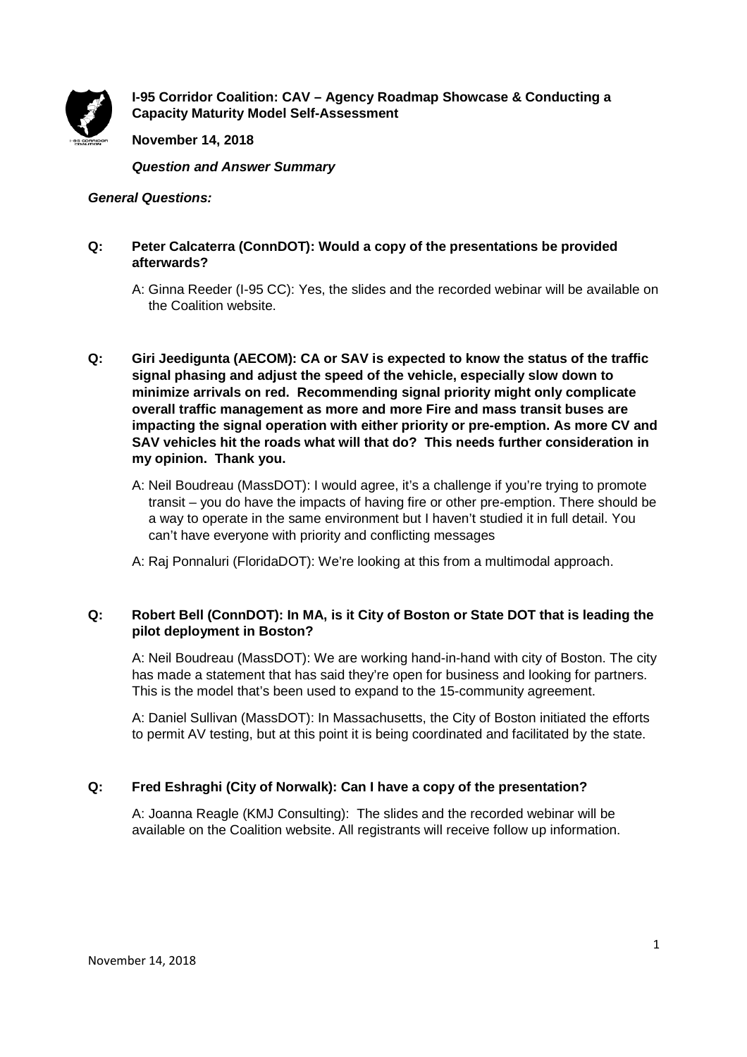# I-95 Corridor Coalition: CAV – Agency Roadmap Showcase & Conducting a Capacity Maturity Model Self-Assessment

**November 14, 2018**

***Question and Answer Summary***

***General Questions:***

**Q: Peter Calcaterra (ConnDOT): Would a copy of the presentations be provided afterwards?**

A: Ginna Reeder (I-95 CC): Yes, the slides and the recorded webinar will be available on the Coalition website.

**Q: Giri Jeedigunta (AECOM): CA or SAV is expected to know the status of the traffic signal phasing and adjust the speed of the vehicle, especially slow down to minimize arrivals on red. Recommending signal priority might only complicate overall traffic management as more and more Fire and mass transit buses are impacting the signal operation with either priority or pre-emption. As more CV and SAV vehicles hit the roads what will that do? This needs further consideration in my opinion. Thank you.**

A: Neil Boudreau (MassDOT): I would agree, it's a challenge if you're trying to promote transit – you do have the impacts of having fire or other pre-emption. There should be a way to operate in the same environment but I haven't studied it in full detail. You can't have everyone with priority and conflicting messages

A: Raj Ponnaluri (FloridaDOT): We're looking at this from a multimodal approach.

**Q: Robert Bell (ConnDOT): In MA, is it City of Boston or State DOT that is leading the pilot deployment in Boston?**

A: Neil Boudreau (MassDOT): We are working hand-in-hand with city of Boston. The city has made a statement that has said they're open for business and looking for partners. This is the model that's been used to expand to the 15-community agreement.

A: Daniel Sullivan (MassDOT): In Massachusetts, the City of Boston initiated the efforts to permit AV testing, but at this point it is being coordinated and facilitated by the state.

**Q: Fred Eshraghi (City of Norwalk): Can I have a copy of the presentation?**

A: Joanna Reagle (KMJ Consulting): The slides and the recorded webinar will be available on the Coalition website. All registrants will receive follow up information.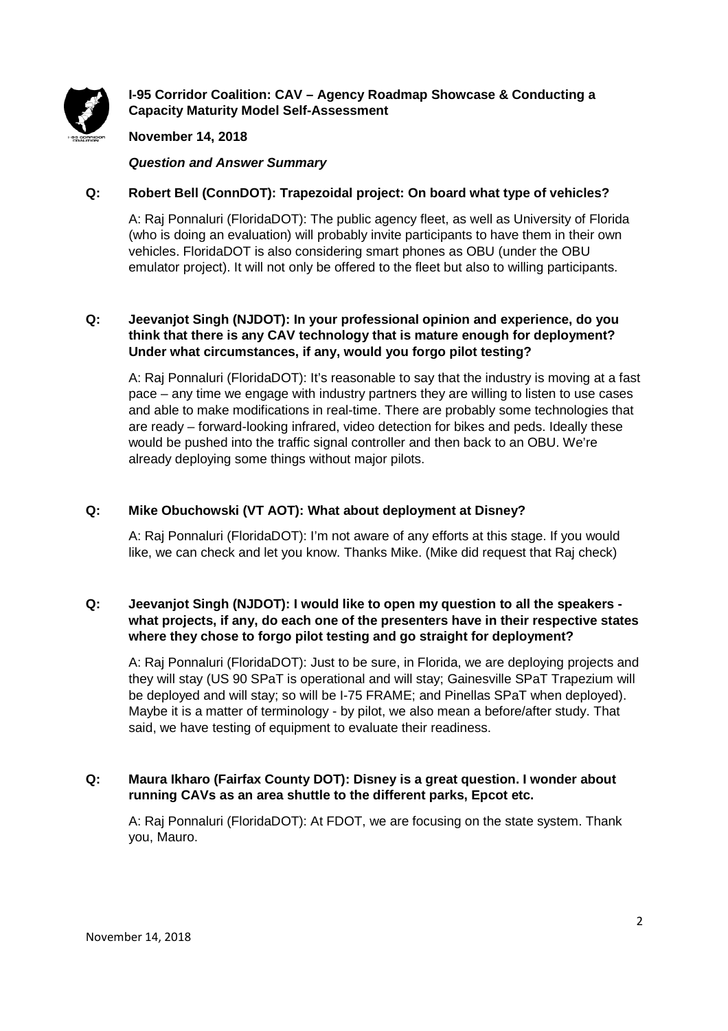**I-95 Corridor Coalition: CAV – Agency Roadmap Showcase & Conducting a Capacity Maturity Model Self-Assessment**

**November 14, 2018**

***Question and Answer Summary***

**Q: Robert Bell (ConnDOT): Trapezoidal project: On board what type of vehicles?**

A: Raj Ponnaluri (FloridaDOT): The public agency fleet, as well as University of Florida (who is doing an evaluation) will probably invite participants to have them in their own vehicles. FloridaDOT is also considering smart phones as OBU (under the OBU emulator project). It will not only be offered to the fleet but also to willing participants.

**Q: Jeevanjot Singh (NJDOT): In your professional opinion and experience, do you think that there is any CAV technology that is mature enough for deployment? Under what circumstances, if any, would you forgo pilot testing?**

A: Raj Ponnaluri (FloridaDOT): It's reasonable to say that the industry is moving at a fast pace – any time we engage with industry partners they are willing to listen to use cases and able to make modifications in real-time. There are probably some technologies that are ready – forward-looking infrared, video detection for bikes and peds. Ideally these would be pushed into the traffic signal controller and then back to an OBU. We're already deploying some things without major pilots.

**Q: Mike Obuchowski (VT AOT): What about deployment at Disney?**

A: Raj Ponnaluri (FloridaDOT): I'm not aware of any efforts at this stage. If you would like, we can check and let you know. Thanks Mike. (Mike did request that Raj check)

**Q: Jeevanjot Singh (NJDOT): I would like to open my question to all the speakers - what projects, if any, do each one of the presenters have in their respective states where they chose to forgo pilot testing and go straight for deployment?**

A: Raj Ponnaluri (FloridaDOT): Just to be sure, in Florida, we are deploying projects and they will stay (US 90 SPaT is operational and will stay; Gainesville SPaT Trapezium will be deployed and will stay; so will be I-75 FRAME; and Pinellas SPaT when deployed). Maybe it is a matter of terminology - by pilot, we also mean a before/after study. That said, we have testing of equipment to evaluate their readiness.

**Q: Maura Ikharo (Fairfax County DOT): Disney is a great question. I wonder about running CAVs as an area shuttle to the different parks, Epcot etc.**

A: Raj Ponnaluri (FloridaDOT): At FDOT, we are focusing on the state system. Thank you, Mauro.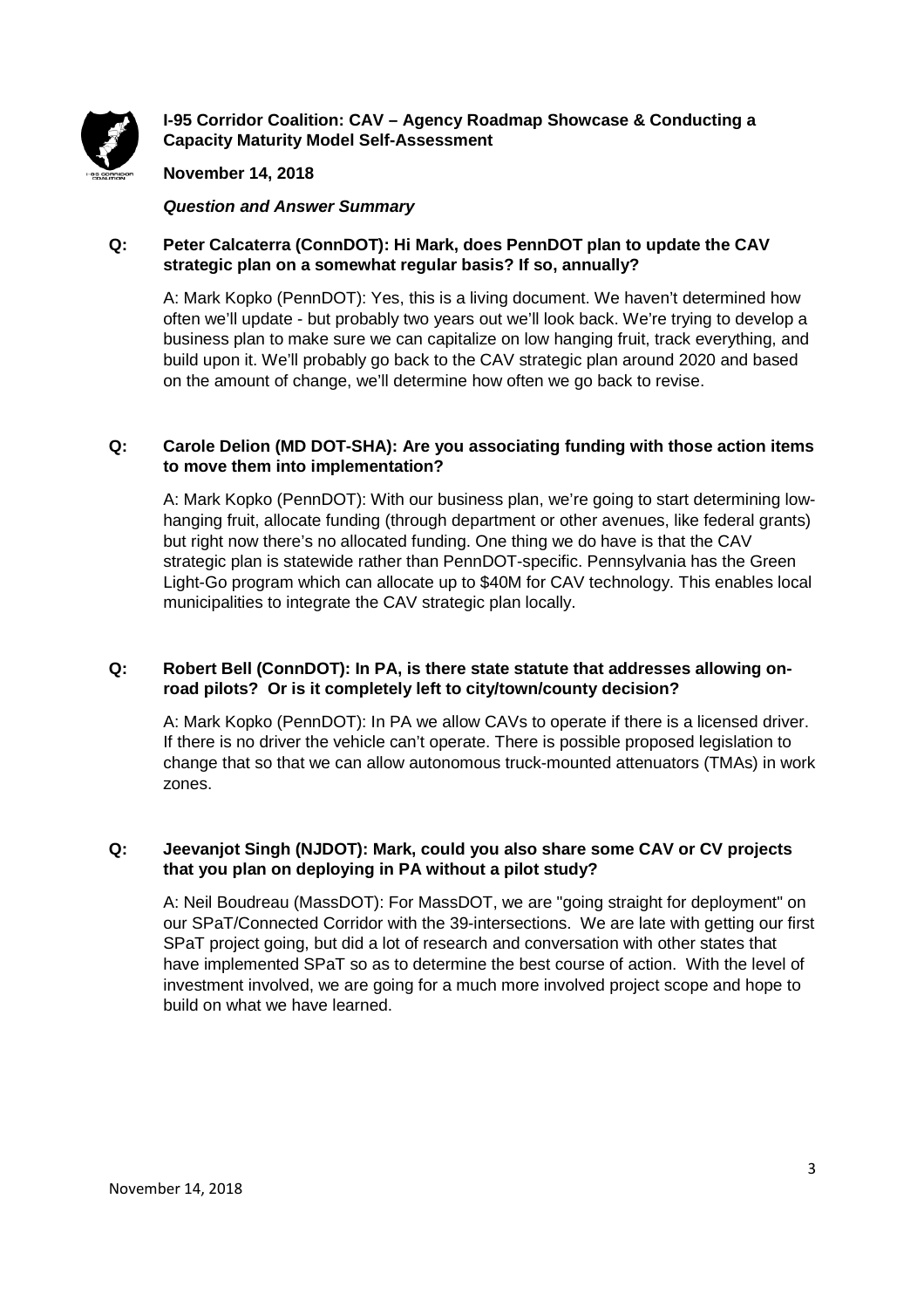**I-95 Corridor Coalition: CAV – Agency Roadmap Showcase & Conducting a Capacity Maturity Model Self-Assessment**

**November 14, 2018**

***Question and Answer Summary***

**Q: Peter Calcaterra (ConnDOT): Hi Mark, does PennDOT plan to update the CAV strategic plan on a somewhat regular basis? If so, annually?**

A: Mark Kopko (PennDOT): Yes, this is a living document. We haven't determined how often we'll update - but probably two years out we'll look back. We're trying to develop a business plan to make sure we can capitalize on low hanging fruit, track everything, and build upon it. We'll probably go back to the CAV strategic plan around 2020 and based on the amount of change, we'll determine how often we go back to revise.

**Q: Carole Delion (MD DOT-SHA): Are you associating funding with those action items to move them into implementation?**

A: Mark Kopko (PennDOT): With our business plan, we're going to start determining low-hanging fruit, allocate funding (through department or other avenues, like federal grants) but right now there's no allocated funding. One thing we do have is that the CAV strategic plan is statewide rather than PennDOT-specific. Pennsylvania has the Green Light-Go program which can allocate up to $40M for CAV technology. This enables local municipalities to integrate the CAV strategic plan locally.

**Q: Robert Bell (ConnDOT): In PA, is there state statute that addresses allowing on-road pilots? Or is it completely left to city/town/county decision?**

A: Mark Kopko (PennDOT): In PA we allow CAVs to operate if there is a licensed driver. If there is no driver the vehicle can't operate. There is possible proposed legislation to change that so that we can allow autonomous truck-mounted attenuators (TMAs) in work zones.

**Q: Jeevanjot Singh (NJDOT): Mark, could you also share some CAV or CV projects that you plan on deploying in PA without a pilot study?**

A: Neil Boudreau (MassDOT): For MassDOT, we are "going straight for deployment" on our SPaT/Connected Corridor with the 39-intersections. We are late with getting our first SPaT project going, but did a lot of research and conversation with other states that have implemented SPaT so as to determine the best course of action. With the level of investment involved, we are going for a much more involved project scope and hope to build on what we have learned.